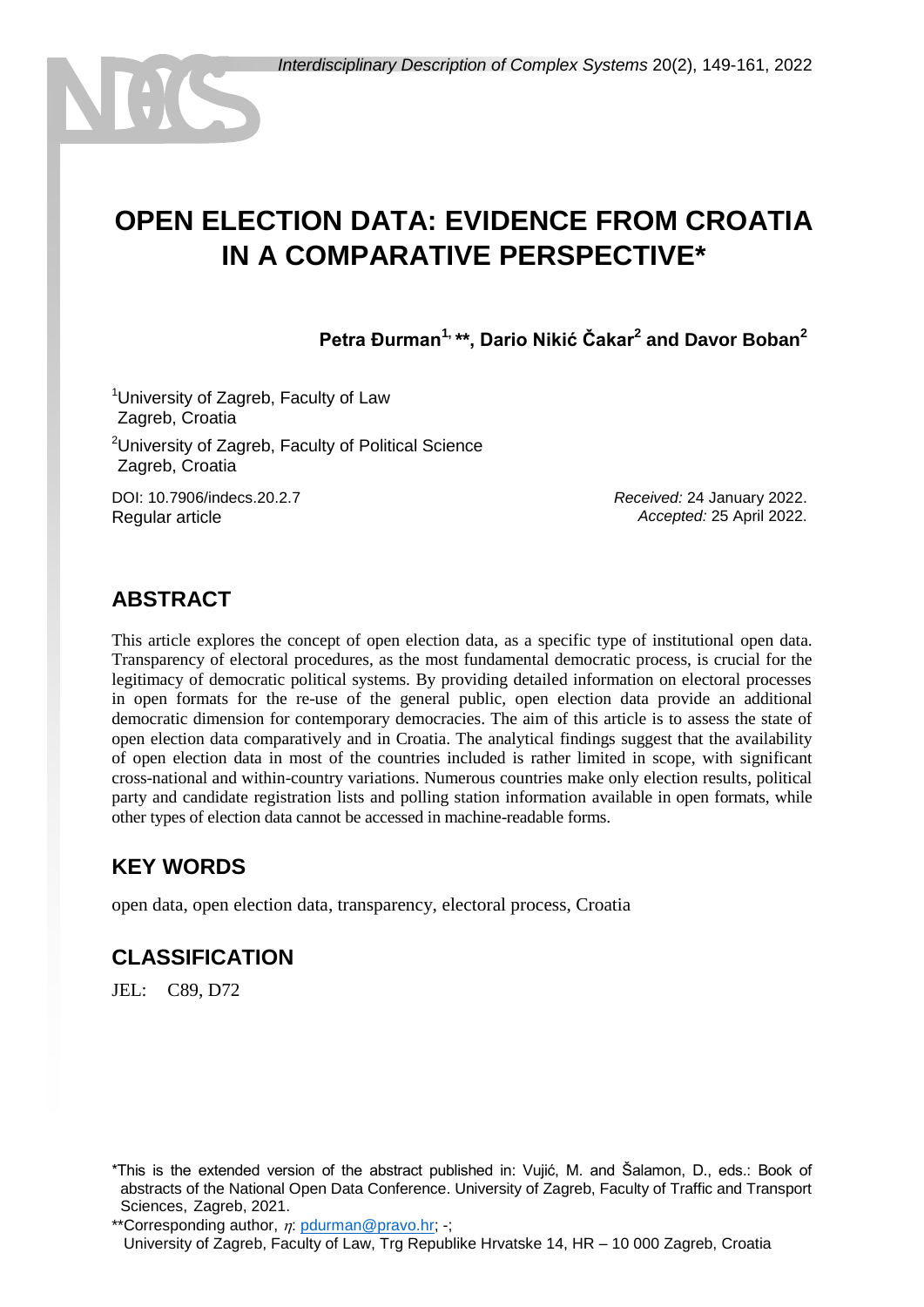# OPEN ELECTION DATA: EVIDENCE FROM CROATIA IN A COMPARATIVE PERSPECTIVE*

**Petra Đurman[1, **], Dario Nikić Čakar[2] and Davor Boban[2]**

[1]University of Zagreb, Faculty of Law
Zagreb, Croatia

[2]University of Zagreb, Faculty of Political Science
Zagreb, Croatia

DOI: 10.7906/indecs.20.2.7
Regular article

*Received:* 24 January 2022.
*Accepted:* 25 April 2022.

## ABSTRACT

This article explores the concept of open election data, as a specific type of institutional open data. Transparency of electoral procedures, as the most fundamental democratic process, is crucial for the legitimacy of democratic political systems. By providing detailed information on electoral processes in open formats for the re-use of the general public, open election data provide an additional democratic dimension for contemporary democracies. The aim of this article is to assess the state of open election data comparatively and in Croatia. The analytical findings suggest that the availability of open election data in most of the countries included is rather limited in scope, with significant cross-national and within-country variations. Numerous countries make only election results, political party and candidate registration lists and polling station information available in open formats, while other types of election data cannot be accessed in machine-readable forms.

## KEY WORDS

open data, open election data, transparency, electoral process, Croatia

## CLASSIFICATION

JEL: C89, D72

*This is the extended version of the abstract published in: Vujić, M. and Šalamon, D., eds.: Book of abstracts of the National Open Data Conference. University of Zagreb, Faculty of Traffic and Transport Sciences, Zagreb, 2021.

**Corresponding author, $\eta$: pdurman@pravo.hr; -;
University of Zagreb, Faculty of Law, Trg Republike Hrvatske 14, HR – 10 000 Zagreb, Croatia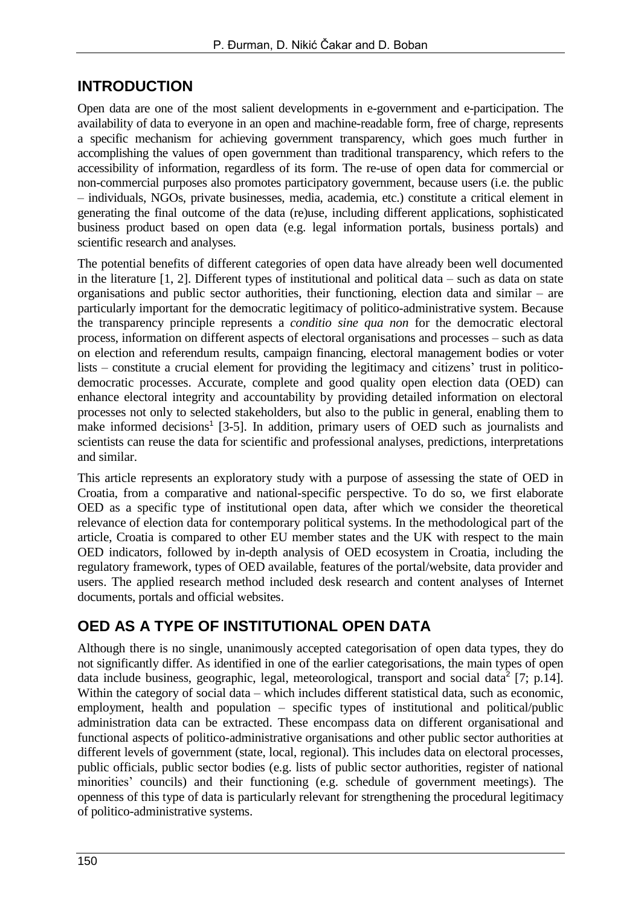## INTRODUCTION

Open data are one of the most salient developments in e-government and e-participation. The availability of data to everyone in an open and machine-readable form, free of charge, represents a specific mechanism for achieving government transparency, which goes much further in accomplishing the values of open government than traditional transparency, which refers to the accessibility of information, regardless of its form. The re-use of open data for commercial or non-commercial purposes also promotes participatory government, because users (i.e. the public – individuals, NGOs, private businesses, media, academia, etc.) constitute a critical element in generating the final outcome of the data (re)use, including different applications, sophisticated business product based on open data (e.g. legal information portals, business portals) and scientific research and analyses.

The potential benefits of different categories of open data have already been well documented in the literature [1, 2]. Different types of institutional and political data – such as data on state organisations and public sector authorities, their functioning, election data and similar – are particularly important for the democratic legitimacy of politico-administrative system. Because the transparency principle represents a *conditio sine qua non* for the democratic electoral process, information on different aspects of electoral organisations and processes – such as data on election and referendum results, campaign financing, electoral management bodies or voter lists – constitute a crucial element for providing the legitimacy and citizens' trust in politico-democratic processes. Accurate, complete and good quality open election data (OED) can enhance electoral integrity and accountability by providing detailed information on electoral processes not only to selected stakeholders, but also to the public in general, enabling them to make informed decisions[1] [3-5]. In addition, primary users of OED such as journalists and scientists can reuse the data for scientific and professional analyses, predictions, interpretations and similar.

This article represents an exploratory study with a purpose of assessing the state of OED in Croatia, from a comparative and national-specific perspective. To do so, we first elaborate OED as a specific type of institutional open data, after which we consider the theoretical relevance of election data for contemporary political systems. In the methodological part of the article, Croatia is compared to other EU member states and the UK with respect to the main OED indicators, followed by in-depth analysis of OED ecosystem in Croatia, including the regulatory framework, types of OED available, features of the portal/website, data provider and users. The applied research method included desk research and content analyses of Internet documents, portals and official websites.

## OED AS A TYPE OF INSTITUTIONAL OPEN DATA

Although there is no single, unanimously accepted categorisation of open data types, they do not significantly differ. As identified in one of the earlier categorisations, the main types of open data include business, geographic, legal, meteorological, transport and social data[2] [7; p.14]. Within the category of social data – which includes different statistical data, such as economic, employment, health and population – specific types of institutional and political/public administration data can be extracted. These encompass data on different organisational and functional aspects of politico-administrative organisations and other public sector authorities at different levels of government (state, local, regional). This includes data on electoral processes, public officials, public sector bodies (e.g. lists of public sector authorities, register of national minorities' councils) and their functioning (e.g. schedule of government meetings). The openness of this type of data is particularly relevant for strengthening the procedural legitimacy of politico-administrative systems.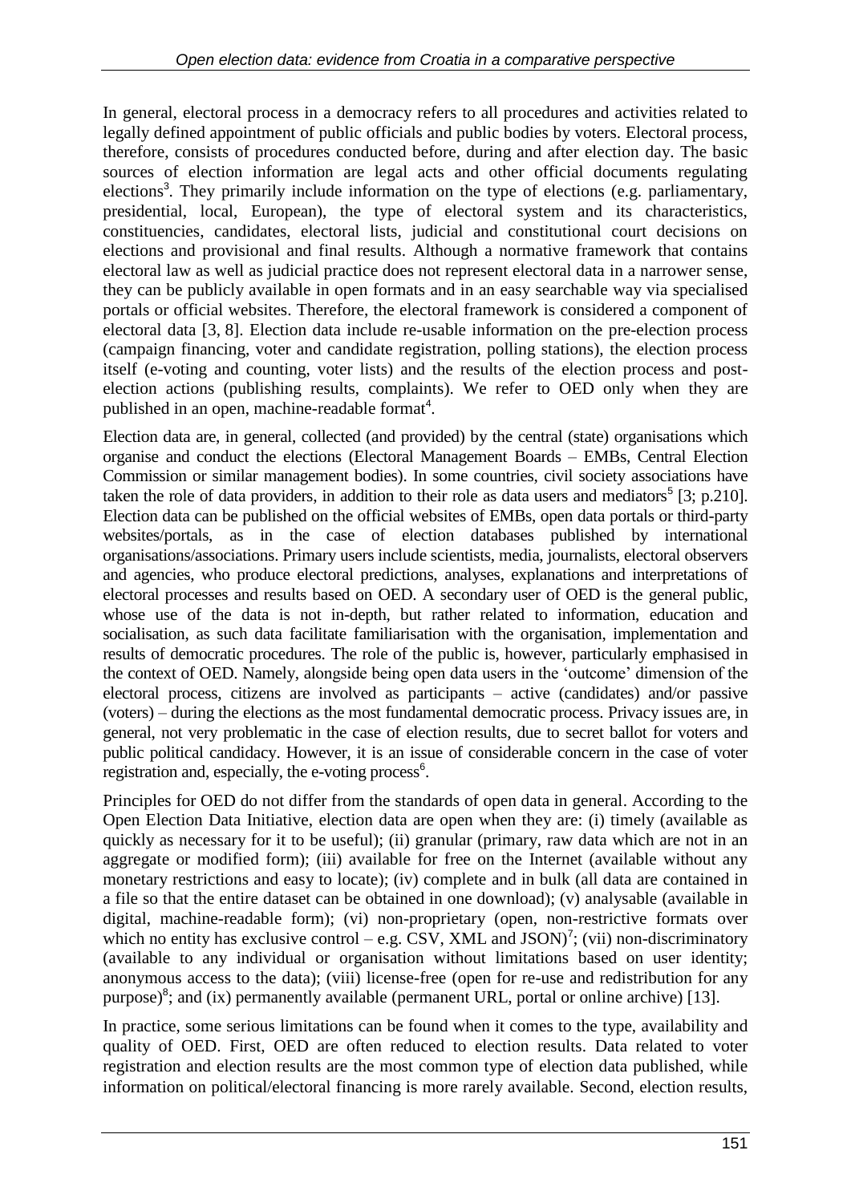In general, electoral process in a democracy refers to all procedures and activities related to legally defined appointment of public officials and public bodies by voters. Electoral process, therefore, consists of procedures conducted before, during and after election day. The basic sources of election information are legal acts and other official documents regulating elections[3]. They primarily include information on the type of elections (e.g. parliamentary, presidential, local, European), the type of electoral system and its characteristics, constituencies, candidates, electoral lists, judicial and constitutional court decisions on elections and provisional and final results. Although a normative framework that contains electoral law as well as judicial practice does not represent electoral data in a narrower sense, they can be publicly available in open formats and in an easy searchable way via specialised portals or official websites. Therefore, the electoral framework is considered a component of electoral data [3, 8]. Election data include re-usable information on the pre-election process (campaign financing, voter and candidate registration, polling stations), the election process itself (e-voting and counting, voter lists) and the results of the election process and post-election actions (publishing results, complaints). We refer to OED only when they are published in an open, machine-readable format[4].

Election data are, in general, collected (and provided) by the central (state) organisations which organise and conduct the elections (Electoral Management Boards – EMBs, Central Election Commission or similar management bodies). In some countries, civil society associations have taken the role of data providers, in addition to their role as data users and mediators[5] [3; p.210]. Election data can be published on the official websites of EMBs, open data portals or third-party websites/portals, as in the case of election databases published by international organisations/associations. Primary users include scientists, media, journalists, electoral observers and agencies, who produce electoral predictions, analyses, explanations and interpretations of electoral processes and results based on OED. A secondary user of OED is the general public, whose use of the data is not in-depth, but rather related to information, education and socialisation, as such data facilitate familiarisation with the organisation, implementation and results of democratic procedures. The role of the public is, however, particularly emphasised in the context of OED. Namely, alongside being open data users in the 'outcome' dimension of the electoral process, citizens are involved as participants – active (candidates) and/or passive (voters) – during the elections as the most fundamental democratic process. Privacy issues are, in general, not very problematic in the case of election results, due to secret ballot for voters and public political candidacy. However, it is an issue of considerable concern in the case of voter registration and, especially, the e-voting process[6].

Principles for OED do not differ from the standards of open data in general. According to the Open Election Data Initiative, election data are open when they are: (i) timely (available as quickly as necessary for it to be useful); (ii) granular (primary, raw data which are not in an aggregate or modified form); (iii) available for free on the Internet (available without any monetary restrictions and easy to locate); (iv) complete and in bulk (all data are contained in a file so that the entire dataset can be obtained in one download); (v) analysable (available in digital, machine-readable form); (vi) non-proprietary (open, non-restrictive formats over which no entity has exclusive control – e.g. CSV, XML and JSON)[7]; (vii) non-discriminatory (available to any individual or organisation without limitations based on user identity; anonymous access to the data); (viii) license-free (open for re-use and redistribution for any purpose)[8]; and (ix) permanently available (permanent URL, portal or online archive) [13].

In practice, some serious limitations can be found when it comes to the type, availability and quality of OED. First, OED are often reduced to election results. Data related to voter registration and election results are the most common type of election data published, while information on political/electoral financing is more rarely available. Second, election results,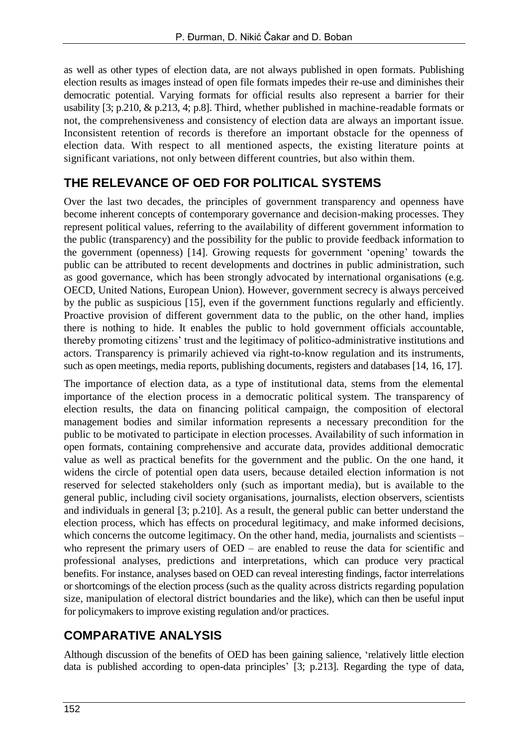as well as other types of election data, are not always published in open formats. Publishing election results as images instead of open file formats impedes their re-use and diminishes their democratic potential. Varying formats for official results also represent a barrier for their usability [3; p.210, & p.213, 4; p.8]. Third, whether published in machine-readable formats or not, the comprehensiveness and consistency of election data are always an important issue. Inconsistent retention of records is therefore an important obstacle for the openness of election data. With respect to all mentioned aspects, the existing literature points at significant variations, not only between different countries, but also within them.

## THE RELEVANCE OF OED FOR POLITICAL SYSTEMS

Over the last two decades, the principles of government transparency and openness have become inherent concepts of contemporary governance and decision-making processes. They represent political values, referring to the availability of different government information to the public (transparency) and the possibility for the public to provide feedback information to the government (openness) [14]. Growing requests for government 'opening' towards the public can be attributed to recent developments and doctrines in public administration, such as good governance, which has been strongly advocated by international organisations (e.g. OECD, United Nations, European Union). However, government secrecy is always perceived by the public as suspicious [15], even if the government functions regularly and efficiently. Proactive provision of different government data to the public, on the other hand, implies there is nothing to hide. It enables the public to hold government officials accountable, thereby promoting citizens' trust and the legitimacy of politico-administrative institutions and actors. Transparency is primarily achieved via right-to-know regulation and its instruments, such as open meetings, media reports, publishing documents, registers and databases [14, 16, 17].

The importance of election data, as a type of institutional data, stems from the elemental importance of the election process in a democratic political system. The transparency of election results, the data on financing political campaign, the composition of electoral management bodies and similar information represents a necessary precondition for the public to be motivated to participate in election processes. Availability of such information in open formats, containing comprehensive and accurate data, provides additional democratic value as well as practical benefits for the government and the public. On the one hand, it widens the circle of potential open data users, because detailed election information is not reserved for selected stakeholders only (such as important media), but is available to the general public, including civil society organisations, journalists, election observers, scientists and individuals in general [3; p.210]. As a result, the general public can better understand the election process, which has effects on procedural legitimacy, and make informed decisions, which concerns the outcome legitimacy. On the other hand, media, journalists and scientists – who represent the primary users of OED – are enabled to reuse the data for scientific and professional analyses, predictions and interpretations, which can produce very practical benefits. For instance, analyses based on OED can reveal interesting findings, factor interrelations or shortcomings of the election process (such as the quality across districts regarding population size, manipulation of electoral district boundaries and the like), which can then be useful input for policymakers to improve existing regulation and/or practices.

## COMPARATIVE ANALYSIS

Although discussion of the benefits of OED has been gaining salience, 'relatively little election data is published according to open-data principles' [3; p.213]. Regarding the type of data,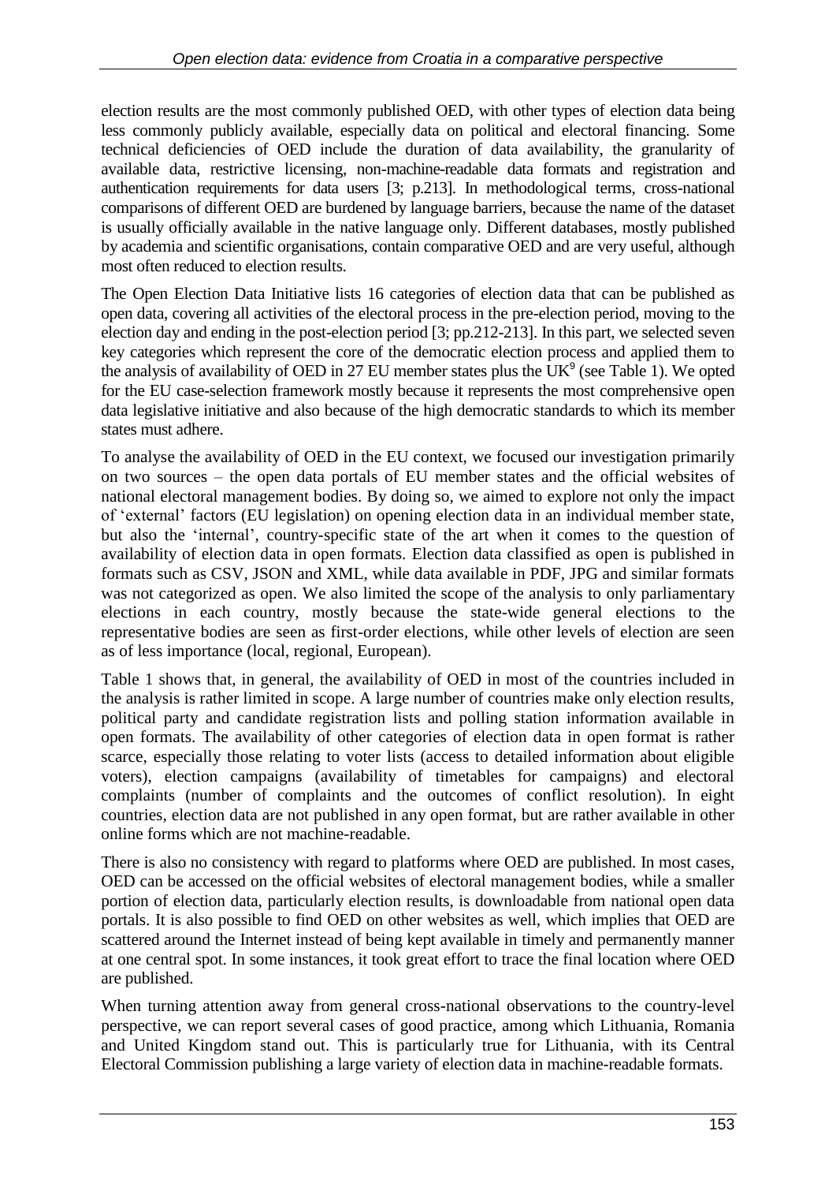election results are the most commonly published OED, with other types of election data being less commonly publicly available, especially data on political and electoral financing. Some technical deficiencies of OED include the duration of data availability, the granularity of available data, restrictive licensing, non-machine-readable data formats and registration and authentication requirements for data users [3; p.213]. In methodological terms, cross-national comparisons of different OED are burdened by language barriers, because the name of the dataset is usually officially available in the native language only. Different databases, mostly published by academia and scientific organisations, contain comparative OED and are very useful, although most often reduced to election results.

The Open Election Data Initiative lists 16 categories of election data that can be published as open data, covering all activities of the electoral process in the pre-election period, moving to the election day and ending in the post-election period [3; pp.212-213]. In this part, we selected seven key categories which represent the core of the democratic election process and applied them to the analysis of availability of OED in 27 EU member states plus the UK[9] (see Table 1). We opted for the EU case-selection framework mostly because it represents the most comprehensive open data legislative initiative and also because of the high democratic standards to which its member states must adhere.

To analyse the availability of OED in the EU context, we focused our investigation primarily on two sources – the open data portals of EU member states and the official websites of national electoral management bodies. By doing so, we aimed to explore not only the impact of 'external' factors (EU legislation) on opening election data in an individual member state, but also the 'internal', country-specific state of the art when it comes to the question of availability of election data in open formats. Election data classified as open is published in formats such as CSV, JSON and XML, while data available in PDF, JPG and similar formats was not categorized as open. We also limited the scope of the analysis to only parliamentary elections in each country, mostly because the state-wide general elections to the representative bodies are seen as first-order elections, while other levels of election are seen as of less importance (local, regional, European).

Table 1 shows that, in general, the availability of OED in most of the countries included in the analysis is rather limited in scope. A large number of countries make only election results, political party and candidate registration lists and polling station information available in open formats. The availability of other categories of election data in open format is rather scarce, especially those relating to voter lists (access to detailed information about eligible voters), election campaigns (availability of timetables for campaigns) and electoral complaints (number of complaints and the outcomes of conflict resolution). In eight countries, election data are not published in any open format, but are rather available in other online forms which are not machine-readable.

There is also no consistency with regard to platforms where OED are published. In most cases, OED can be accessed on the official websites of electoral management bodies, while a smaller portion of election data, particularly election results, is downloadable from national open data portals. It is also possible to find OED on other websites as well, which implies that OED are scattered around the Internet instead of being kept available in timely and permanently manner at one central spot. In some instances, it took great effort to trace the final location where OED are published.

When turning attention away from general cross-national observations to the country-level perspective, we can report several cases of good practice, among which Lithuania, Romania and United Kingdom stand out. This is particularly true for Lithuania, with its Central Electoral Commission publishing a large variety of election data in machine-readable formats.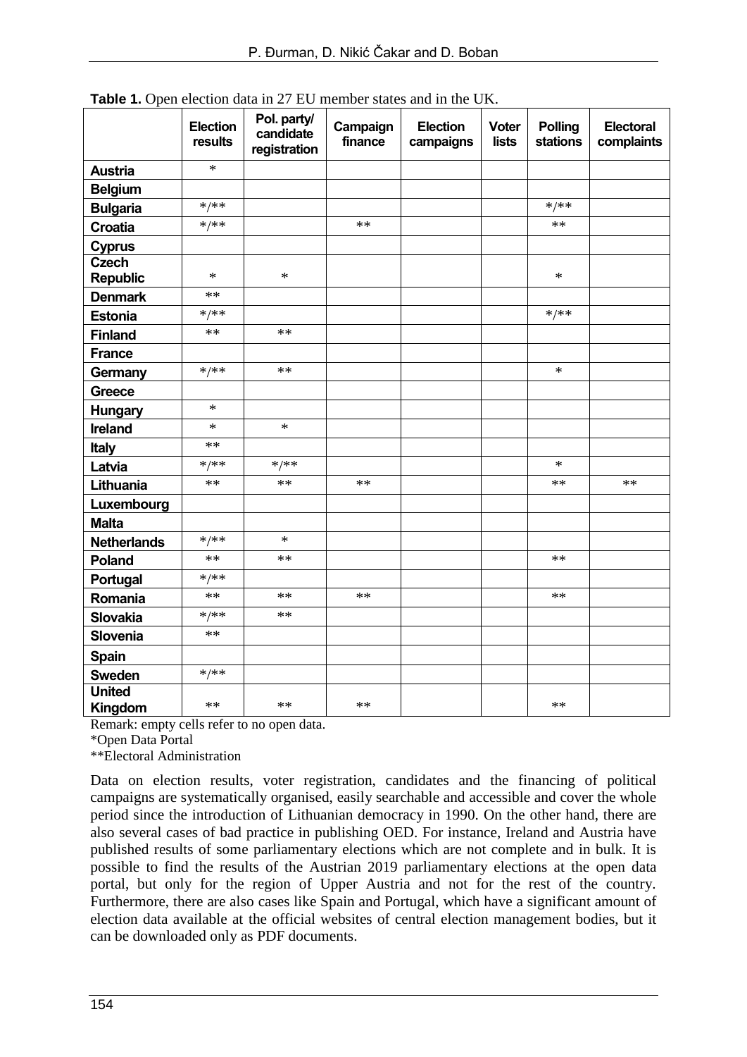**Table 1.** Open election data in 27 EU member states and in the UK.

|  | Election results | Pol. party/ candidate registration | Campaign finance | Election campaigns | Voter lists | Polling stations | Electoral complaints |
|---|---|---|---|---|---|---|---|
| **Austria** | * |  |  |  |  |  |  |
| **Belgium** |  |  |  |  |  |  |  |
| **Bulgaria** | */** |  |  |  |  | */** |  |
| **Croatia** | */** |  | ** |  |  | ** |  |
| **Cyprus** |  |  |  |  |  |  |  |
| **Czech Republic** | * | * |  |  |  | * |  |
| **Denmark** | ** |  |  |  |  |  |  |
| **Estonia** | */** |  |  |  |  | */** |  |
| **Finland** | ** | ** |  |  |  |  |  |
| **France** |  |  |  |  |  |  |  |
| **Germany** | */** | ** |  |  |  | * |  |
| **Greece** |  |  |  |  |  |  |  |
| **Hungary** | * |  |  |  |  |  |  |
| **Ireland** | * | * |  |  |  |  |  |
| **Italy** | ** |  |  |  |  |  |  |
| **Latvia** | */** | */** |  |  |  | * |  |
| **Lithuania** | ** | ** | ** |  |  | ** | ** |
| **Luxembourg** |  |  |  |  |  |  |  |
| **Malta** |  |  |  |  |  |  |  |
| **Netherlands** | */** | * |  |  |  |  |  |
| **Poland** | ** | ** |  |  |  | ** |  |
| **Portugal** | */** |  |  |  |  |  |  |
| **Romania** | ** | ** | ** |  |  | ** |  |
| **Slovakia** | */** | ** |  |  |  |  |  |
| **Slovenia** | ** |  |  |  |  |  |  |
| **Spain** |  |  |  |  |  |  |  |
| **Sweden** | */** |  |  |  |  |  |  |
| **United Kingdom** | ** | ** | ** |  |  | ** |  |

Remark: empty cells refer to no open data.

*Open Data Portal

**Electoral Administration

Data on election results, voter registration, candidates and the financing of political campaigns are systematically organised, easily searchable and accessible and cover the whole period since the introduction of Lithuanian democracy in 1990. On the other hand, there are also several cases of bad practice in publishing OED. For instance, Ireland and Austria have published results of some parliamentary elections which are not complete and in bulk. It is possible to find the results of the Austrian 2019 parliamentary elections at the open data portal, but only for the region of Upper Austria and not for the rest of the country. Furthermore, there are also cases like Spain and Portugal, which have a significant amount of election data available at the official websites of central election management bodies, but it can be downloaded only as PDF documents.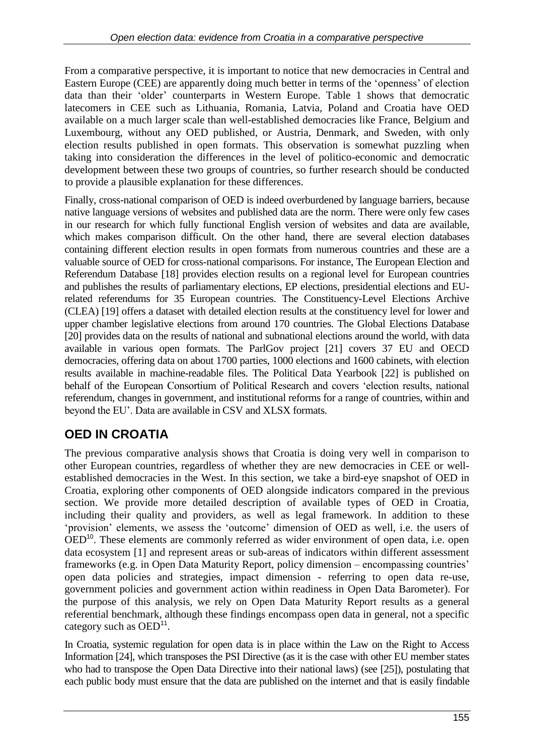From a comparative perspective, it is important to notice that new democracies in Central and Eastern Europe (CEE) are apparently doing much better in terms of the 'openness' of election data than their 'older' counterparts in Western Europe. Table 1 shows that democratic latecomers in CEE such as Lithuania, Romania, Latvia, Poland and Croatia have OED available on a much larger scale than well-established democracies like France, Belgium and Luxembourg, without any OED published, or Austria, Denmark, and Sweden, with only election results published in open formats. This observation is somewhat puzzling when taking into consideration the differences in the level of politico-economic and democratic development between these two groups of countries, so further research should be conducted to provide a plausible explanation for these differences.

Finally, cross-national comparison of OED is indeed overburdened by language barriers, because native language versions of websites and published data are the norm. There were only few cases in our research for which fully functional English version of websites and data are available, which makes comparison difficult. On the other hand, there are several election databases containing different election results in open formats from numerous countries and these are a valuable source of OED for cross-national comparisons. For instance, The European Election and Referendum Database [18] provides election results on a regional level for European countries and publishes the results of parliamentary elections, EP elections, presidential elections and EU-related referendums for 35 European countries. The Constituency-Level Elections Archive (CLEA) [19] offers a dataset with detailed election results at the constituency level for lower and upper chamber legislative elections from around 170 countries. The Global Elections Database [20] provides data on the results of national and subnational elections around the world, with data available in various open formats. The ParlGov project [21] covers 37 EU and OECD democracies, offering data on about 1700 parties, 1000 elections and 1600 cabinets, with election results available in machine-readable files. The Political Data Yearbook [22] is published on behalf of the European Consortium of Political Research and covers 'election results, national referendum, changes in government, and institutional reforms for a range of countries, within and beyond the EU'. Data are available in CSV and XLSX formats.

## OED IN CROATIA

The previous comparative analysis shows that Croatia is doing very well in comparison to other European countries, regardless of whether they are new democracies in CEE or well-established democracies in the West. In this section, we take a bird-eye snapshot of OED in Croatia, exploring other components of OED alongside indicators compared in the previous section. We provide more detailed description of available types of OED in Croatia, including their quality and providers, as well as legal framework. In addition to these 'provision' elements, we assess the 'outcome' dimension of OED as well, i.e. the users of OED[10]. These elements are commonly referred as wider environment of open data, i.e. open data ecosystem [1] and represent areas or sub-areas of indicators within different assessment frameworks (e.g. in Open Data Maturity Report, policy dimension – encompassing countries' open data policies and strategies, impact dimension - referring to open data re-use, government policies and government action within readiness in Open Data Barometer). For the purpose of this analysis, we rely on Open Data Maturity Report results as a general referential benchmark, although these findings encompass open data in general, not a specific category such as OED[11].

In Croatia, systemic regulation for open data is in place within the Law on the Right to Access Information [24], which transposes the PSI Directive (as it is the case with other EU member states who had to transpose the Open Data Directive into their national laws) (see [25]), postulating that each public body must ensure that the data are published on the internet and that is easily findable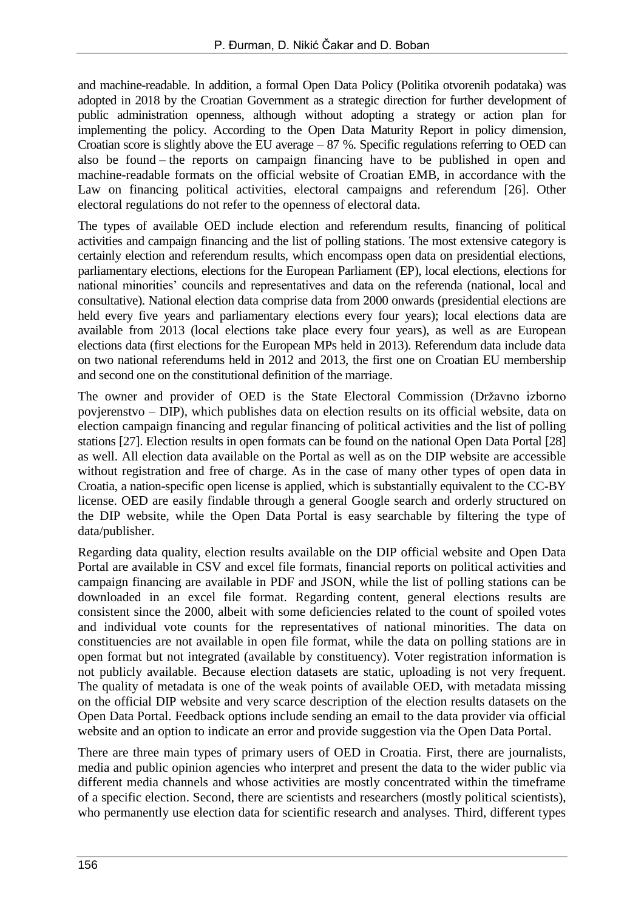and machine-readable. In addition, a formal Open Data Policy (Politika otvorenih podataka) was adopted in 2018 by the Croatian Government as a strategic direction for further development of public administration openness, although without adopting a strategy or action plan for implementing the policy. According to the Open Data Maturity Report in policy dimension, Croatian score is slightly above the EU average – 87 %. Specific regulations referring to OED can also be found – the reports on campaign financing have to be published in open and machine-readable formats on the official website of Croatian EMB, in accordance with the Law on financing political activities, electoral campaigns and referendum [26]. Other electoral regulations do not refer to the openness of electoral data.

The types of available OED include election and referendum results, financing of political activities and campaign financing and the list of polling stations. The most extensive category is certainly election and referendum results, which encompass open data on presidential elections, parliamentary elections, elections for the European Parliament (EP), local elections, elections for national minorities' councils and representatives and data on the referenda (national, local and consultative). National election data comprise data from 2000 onwards (presidential elections are held every five years and parliamentary elections every four years); local elections data are available from 2013 (local elections take place every four years), as well as are European elections data (first elections for the European MPs held in 2013). Referendum data include data on two national referendums held in 2012 and 2013, the first one on Croatian EU membership and second one on the constitutional definition of the marriage.

The owner and provider of OED is the State Electoral Commission (Državno izborno povjerenstvo – DIP), which publishes data on election results on its official website, data on election campaign financing and regular financing of political activities and the list of polling stations [27]. Election results in open formats can be found on the national Open Data Portal [28] as well. All election data available on the Portal as well as on the DIP website are accessible without registration and free of charge. As in the case of many other types of open data in Croatia, a nation-specific open license is applied, which is substantially equivalent to the CC-BY license. OED are easily findable through a general Google search and orderly structured on the DIP website, while the Open Data Portal is easy searchable by filtering the type of data/publisher.

Regarding data quality, election results available on the DIP official website and Open Data Portal are available in CSV and excel file formats, financial reports on political activities and campaign financing are available in PDF and JSON, while the list of polling stations can be downloaded in an excel file format. Regarding content, general elections results are consistent since the 2000, albeit with some deficiencies related to the count of spoiled votes and individual vote counts for the representatives of national minorities. The data on constituencies are not available in open file format, while the data on polling stations are in open format but not integrated (available by constituency). Voter registration information is not publicly available. Because election datasets are static, uploading is not very frequent. The quality of metadata is one of the weak points of available OED, with metadata missing on the official DIP website and very scarce description of the election results datasets on the Open Data Portal. Feedback options include sending an email to the data provider via official website and an option to indicate an error and provide suggestion via the Open Data Portal.

There are three main types of primary users of OED in Croatia. First, there are journalists, media and public opinion agencies who interpret and present the data to the wider public via different media channels and whose activities are mostly concentrated within the timeframe of a specific election. Second, there are scientists and researchers (mostly political scientists), who permanently use election data for scientific research and analyses. Third, different types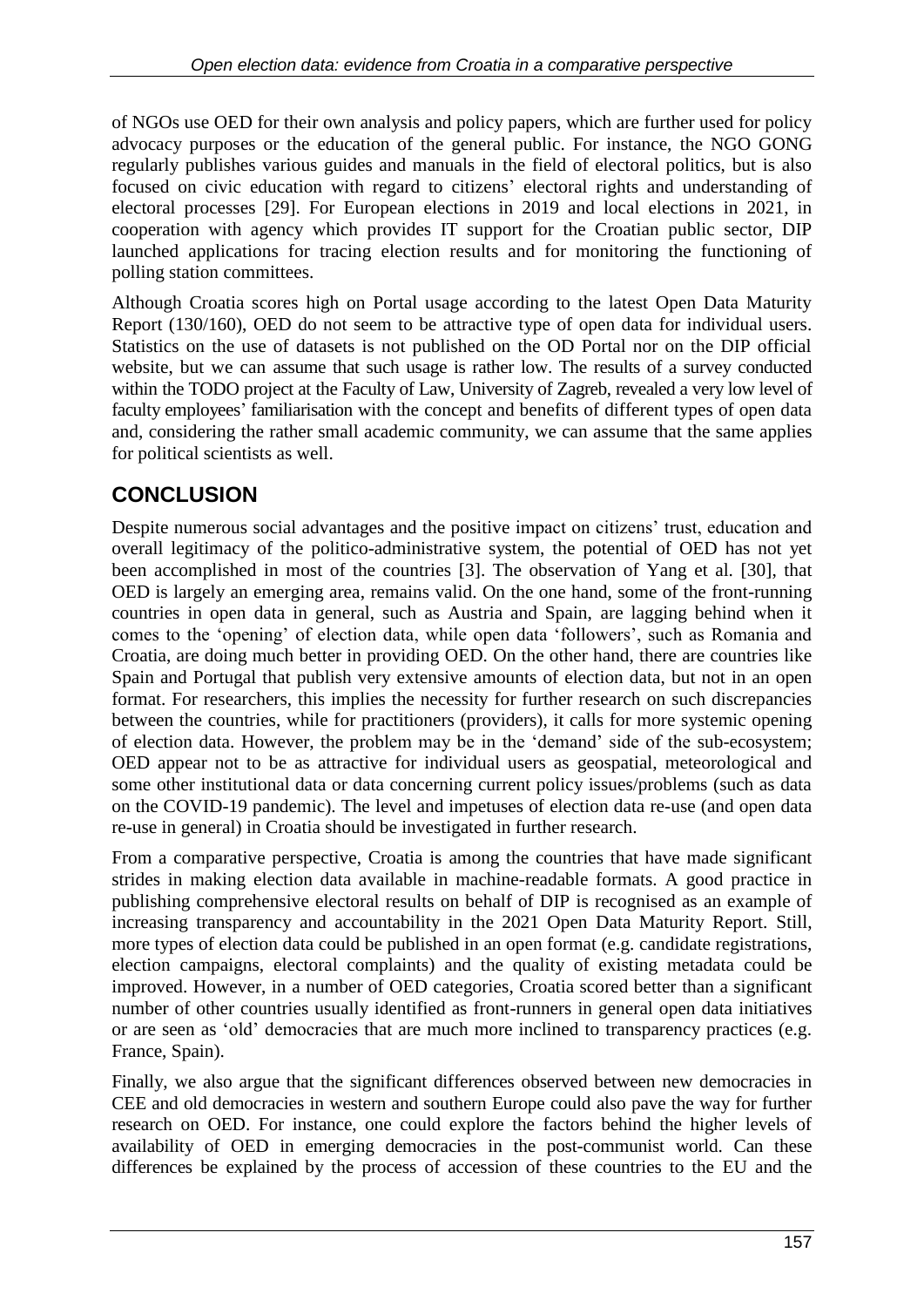of NGOs use OED for their own analysis and policy papers, which are further used for policy advocacy purposes or the education of the general public. For instance, the NGO GONG regularly publishes various guides and manuals in the field of electoral politics, but is also focused on civic education with regard to citizens' electoral rights and understanding of electoral processes [29]. For European elections in 2019 and local elections in 2021, in cooperation with agency which provides IT support for the Croatian public sector, DIP launched applications for tracing election results and for monitoring the functioning of polling station committees.

Although Croatia scores high on Portal usage according to the latest Open Data Maturity Report (130/160), OED do not seem to be attractive type of open data for individual users. Statistics on the use of datasets is not published on the OD Portal nor on the DIP official website, but we can assume that such usage is rather low. The results of a survey conducted within the TODO project at the Faculty of Law, University of Zagreb, revealed a very low level of faculty employees' familiarisation with the concept and benefits of different types of open data and, considering the rather small academic community, we can assume that the same applies for political scientists as well.

## CONCLUSION

Despite numerous social advantages and the positive impact on citizens' trust, education and overall legitimacy of the politico-administrative system, the potential of OED has not yet been accomplished in most of the countries [3]. The observation of Yang et al. [30], that OED is largely an emerging area, remains valid. On the one hand, some of the front-running countries in open data in general, such as Austria and Spain, are lagging behind when it comes to the 'opening' of election data, while open data 'followers', such as Romania and Croatia, are doing much better in providing OED. On the other hand, there are countries like Spain and Portugal that publish very extensive amounts of election data, but not in an open format. For researchers, this implies the necessity for further research on such discrepancies between the countries, while for practitioners (providers), it calls for more systemic opening of election data. However, the problem may be in the 'demand' side of the sub-ecosystem; OED appear not to be as attractive for individual users as geospatial, meteorological and some other institutional data or data concerning current policy issues/problems (such as data on the COVID-19 pandemic). The level and impetuses of election data re-use (and open data re-use in general) in Croatia should be investigated in further research.

From a comparative perspective, Croatia is among the countries that have made significant strides in making election data available in machine-readable formats. A good practice in publishing comprehensive electoral results on behalf of DIP is recognised as an example of increasing transparency and accountability in the 2021 Open Data Maturity Report. Still, more types of election data could be published in an open format (e.g. candidate registrations, election campaigns, electoral complaints) and the quality of existing metadata could be improved. However, in a number of OED categories, Croatia scored better than a significant number of other countries usually identified as front-runners in general open data initiatives or are seen as 'old' democracies that are much more inclined to transparency practices (e.g. France, Spain).

Finally, we also argue that the significant differences observed between new democracies in CEE and old democracies in western and southern Europe could also pave the way for further research on OED. For instance, one could explore the factors behind the higher levels of availability of OED in emerging democracies in the post-communist world. Can these differences be explained by the process of accession of these countries to the EU and the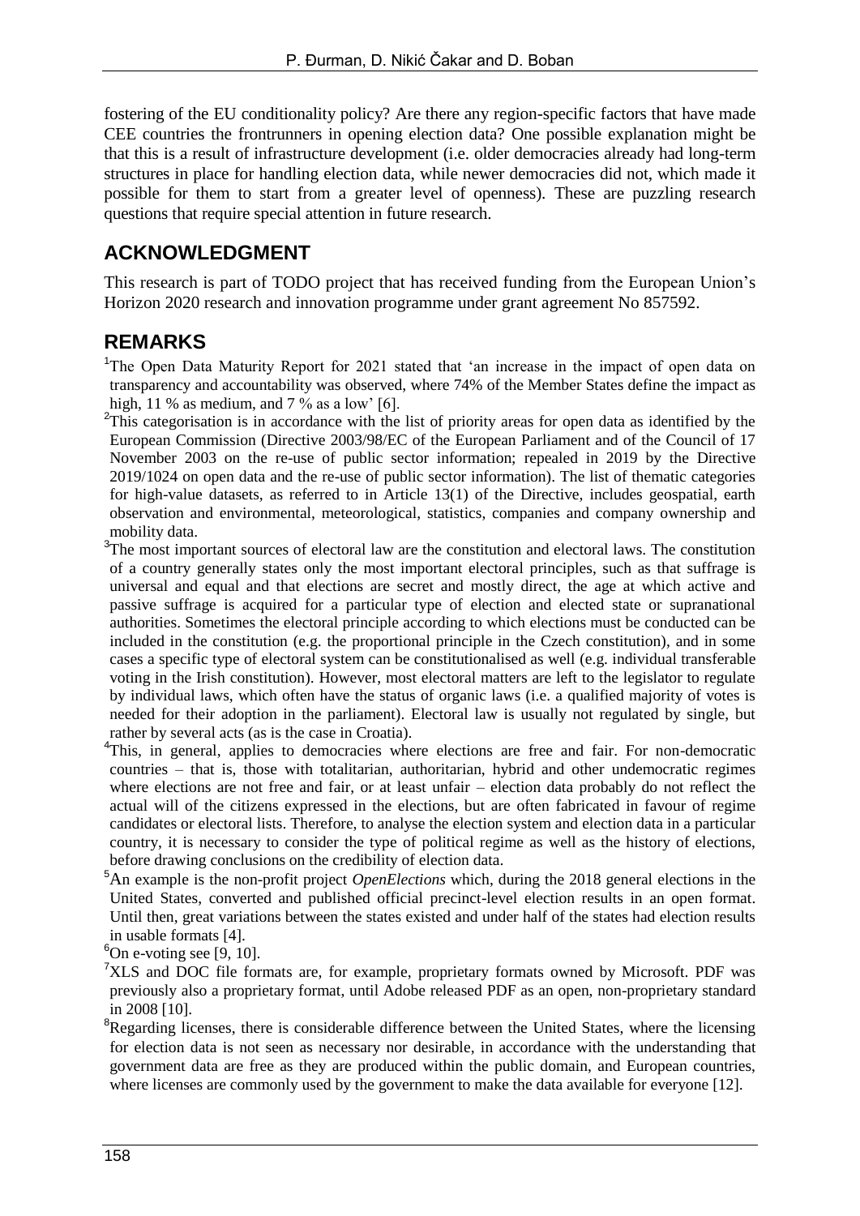fostering of the EU conditionality policy? Are there any region-specific factors that have made CEE countries the frontrunners in opening election data? One possible explanation might be that this is a result of infrastructure development (i.e. older democracies already had long-term structures in place for handling election data, while newer democracies did not, which made it possible for them to start from a greater level of openness). These are puzzling research questions that require special attention in future research.

## ACKNOWLEDGMENT

This research is part of TODO project that has received funding from the European Union's Horizon 2020 research and innovation programme under grant agreement No 857592.

## REMARKS

[1]The Open Data Maturity Report for 2021 stated that 'an increase in the impact of open data on transparency and accountability was observed, where 74% of the Member States define the impact as high, 11 % as medium, and 7 % as a low' [6].

[2]This categorisation is in accordance with the list of priority areas for open data as identified by the European Commission (Directive 2003/98/EC of the European Parliament and of the Council of 17 November 2003 on the re-use of public sector information; repealed in 2019 by the Directive 2019/1024 on open data and the re-use of public sector information). The list of thematic categories for high-value datasets, as referred to in Article 13(1) of the Directive, includes geospatial, earth observation and environmental, meteorological, statistics, companies and company ownership and mobility data.

[3]The most important sources of electoral law are the constitution and electoral laws. The constitution of a country generally states only the most important electoral principles, such as that suffrage is universal and equal and that elections are secret and mostly direct, the age at which active and passive suffrage is acquired for a particular type of election and elected state or supranational authorities. Sometimes the electoral principle according to which elections must be conducted can be included in the constitution (e.g. the proportional principle in the Czech constitution), and in some cases a specific type of electoral system can be constitutionalised as well (e.g. individual transferable voting in the Irish constitution). However, most electoral matters are left to the legislator to regulate by individual laws, which often have the status of organic laws (i.e. a qualified majority of votes is needed for their adoption in the parliament). Electoral law is usually not regulated by single, but rather by several acts (as is the case in Croatia).

[4]This, in general, applies to democracies where elections are free and fair. For non-democratic countries – that is, those with totalitarian, authoritarian, hybrid and other undemocratic regimes where elections are not free and fair, or at least unfair – election data probably do not reflect the actual will of the citizens expressed in the elections, but are often fabricated in favour of regime candidates or electoral lists. Therefore, to analyse the election system and election data in a particular country, it is necessary to consider the type of political regime as well as the history of elections, before drawing conclusions on the credibility of election data.

[5]An example is the non-profit project *OpenElections* which, during the 2018 general elections in the United States, converted and published official precinct-level election results in an open format. Until then, great variations between the states existed and under half of the states had election results in usable formats [4].

[6]On e-voting see [9, 10].

[7]XLS and DOC file formats are, for example, proprietary formats owned by Microsoft. PDF was previously also a proprietary format, until Adobe released PDF as an open, non-proprietary standard in 2008 [10].

[8]Regarding licenses, there is considerable difference between the United States, where the licensing for election data is not seen as necessary nor desirable, in accordance with the understanding that government data are free as they are produced within the public domain, and European countries, where licenses are commonly used by the government to make the data available for everyone [12].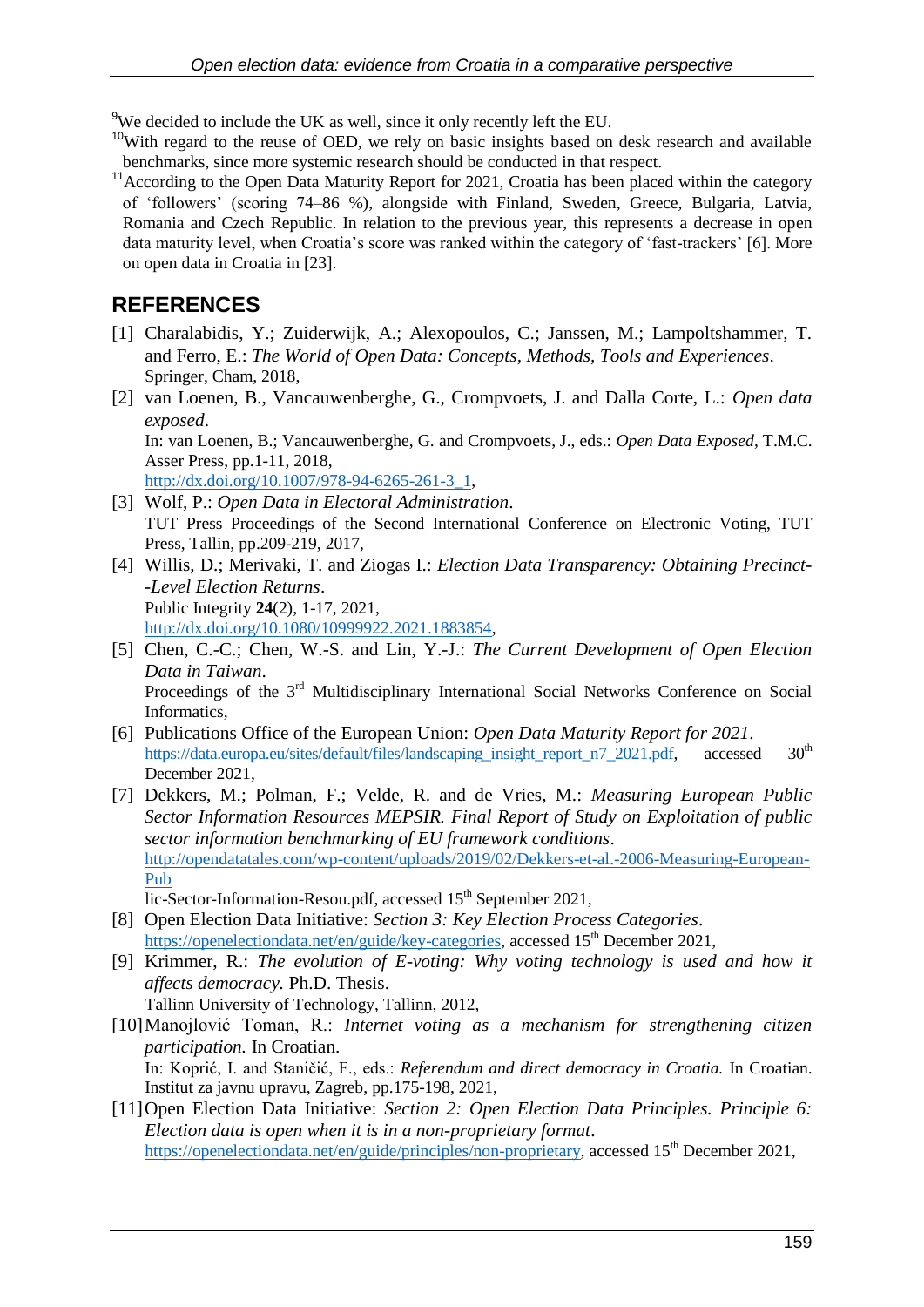[9]We decided to include the UK as well, since it only recently left the EU.

[10]With regard to the reuse of OED, we rely on basic insights based on desk research and available benchmarks, since more systemic research should be conducted in that respect.

[11]According to the Open Data Maturity Report for 2021, Croatia has been placed within the category of 'followers' (scoring 74–86 %), alongside with Finland, Sweden, Greece, Bulgaria, Latvia, Romania and Czech Republic. In relation to the previous year, this represents a decrease in open data maturity level, when Croatia's score was ranked within the category of 'fast-trackers' [6]. More on open data in Croatia in [23].

## REFERENCES

[1] Charalabidis, Y.; Zuiderwijk, A.; Alexopoulos, C.; Janssen, M.; Lampoltshammer, T. and Ferro, E.: *The World of Open Data: Concepts, Methods, Tools and Experiences*. Springer, Cham, 2018,

[2] van Loenen, B., Vancauwenberghe, G., Crompvoets, J. and Dalla Corte, L.: *Open data exposed*. In: van Loenen, B.; Vancauwenberghe, G. and Crompvoets, J., eds.: *Open Data Exposed*, T.M.C. Asser Press, pp.1-11, 2018, http://dx.doi.org/10.1007/978-94-6265-261-3_1,

[3] Wolf, P.: *Open Data in Electoral Administration*. TUT Press Proceedings of the Second International Conference on Electronic Voting, TUT Press, Tallin, pp.209-219, 2017,

[4] Willis, D.; Merivaki, T. and Ziogas I.: *Election Data Transparency: Obtaining Precinct--Level Election Returns*. Public Integrity **24**(2), 1-17, 2021, http://dx.doi.org/10.1080/10999922.2021.1883854,

[5] Chen, C.-C.; Chen, W.-S. and Lin, Y.-J.: *The Current Development of Open Election Data in Taiwan*. Proceedings of the 3rd Multidisciplinary International Social Networks Conference on Social Informatics,

[6] Publications Office of the European Union: *Open Data Maturity Report for 2021*. https://data.europa.eu/sites/default/files/landscaping_insight_report_n7_2021.pdf, accessed 30th December 2021,

[7] Dekkers, M.; Polman, F.; Velde, R. and de Vries, M.: *Measuring European Public Sector Information Resources MEPSIR. Final Report of Study on Exploitation of public sector information benchmarking of EU framework conditions*. http://opendatatales.com/wp-content/uploads/2019/02/Dekkers-et-al.-2006-Measuring-European-Public-Sector-Information-Resou.pdf, accessed 15th September 2021,

[8] Open Election Data Initiative: *Section 3: Key Election Process Categories*. https://openelectiondata.net/en/guide/key-categories, accessed 15th December 2021,

[9] Krimmer, R.: *The evolution of E-voting: Why voting technology is used and how it affects democracy.* Ph.D. Thesis. Tallinn University of Technology, Tallinn, 2012,

[10] Manojlović Toman, R.: *Internet voting as a mechanism for strengthening citizen participation.* In Croatian. In: Koprić, I. and Staničić, F., eds.: *Referendum and direct democracy in Croatia.* In Croatian. Institut za javnu upravu, Zagreb, pp.175-198, 2021,

[11] Open Election Data Initiative: *Section 2: Open Election Data Principles. Principle 6: Election data is open when it is in a non-proprietary format*. https://openelectiondata.net/en/guide/principles/non-proprietary, accessed 15th December 2021,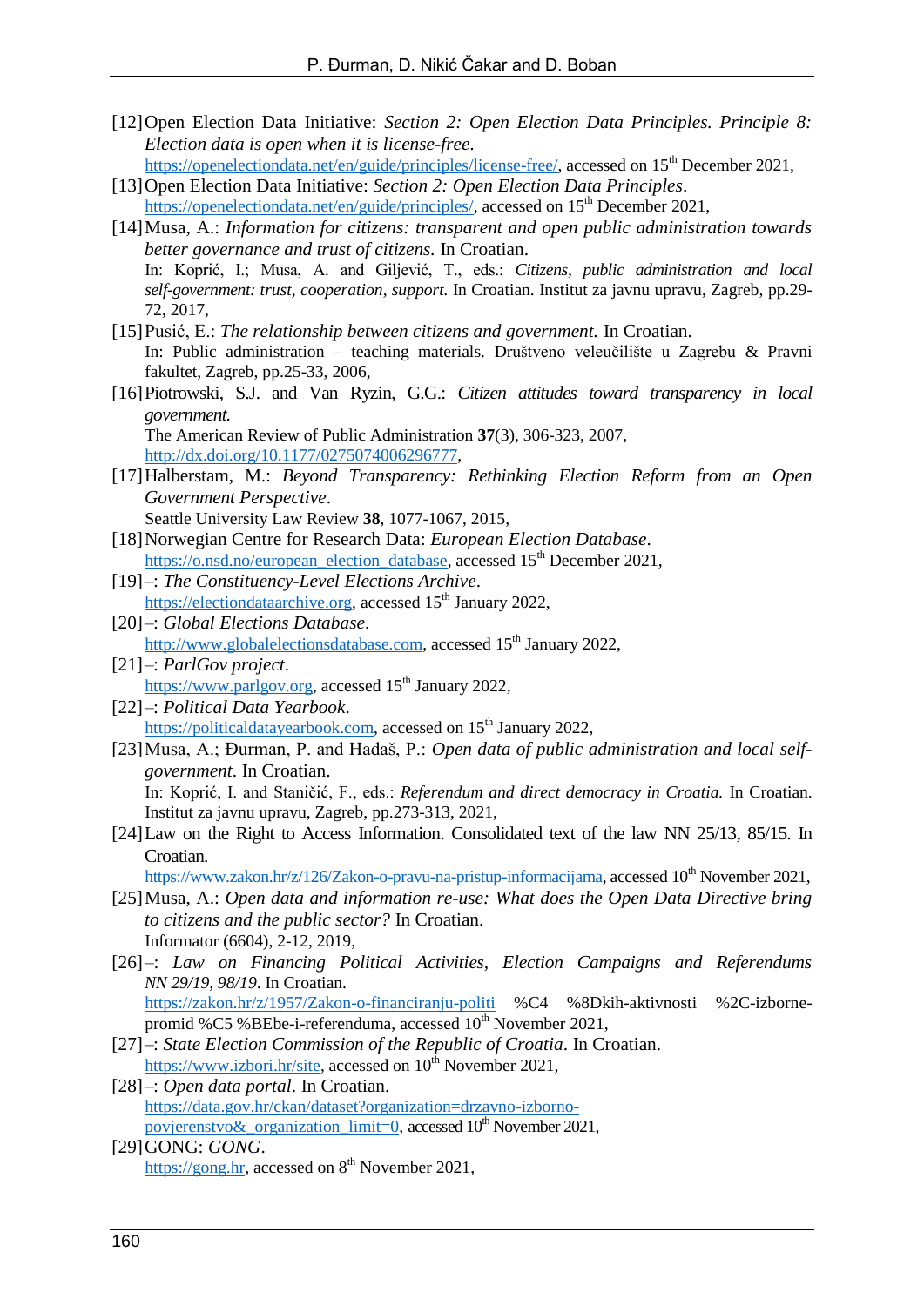[12] Open Election Data Initiative: *Section 2: Open Election Data Principles. Principle 8: Election data is open when it is license-free*.
https://openelectiondata.net/en/guide/principles/license-free/, accessed on 15th December 2021,

[13] Open Election Data Initiative: *Section 2: Open Election Data Principles*.
https://openelectiondata.net/en/guide/principles/, accessed on 15th December 2021,

[14] Musa, A.: *Information for citizens: transparent and open public administration towards better governance and trust of citizens*. In Croatian.
In: Koprić, I.; Musa, A. and Giljević, T., eds.: *Citizens, public administration and local self-government: trust, cooperation, support*. In Croatian. Institut za javnu upravu, Zagreb, pp.29-72, 2017,

[15] Pusić, E.: *The relationship between citizens and government*. In Croatian.
In: Public administration – teaching materials. Društveno veleučilište u Zagrebu & Pravni fakultet, Zagreb, pp.25-33, 2006,

[16] Piotrowski, S.J. and Van Ryzin, G.G.: *Citizen attitudes toward transparency in local government*.
The American Review of Public Administration **37**(3), 306-323, 2007,
http://dx.doi.org/10.1177/0275074006296777,

[17] Halberstam, M.: *Beyond Transparency: Rethinking Election Reform from an Open Government Perspective*.
Seattle University Law Review **38**, 1077-1067, 2015,

[18] Norwegian Centre for Research Data: *European Election Database*.
https://o.nsd.no/european_election_database, accessed 15th December 2021,

[19] –: *The Constituency-Level Elections Archive*.
https://electiondataarchive.org, accessed 15th January 2022,

[20] –: *Global Elections Database*.
http://www.globalelectionsdatabase.com, accessed 15th January 2022,

[21] –: *ParlGov project*.
https://www.parlgov.org, accessed 15th January 2022,

[22] –: *Political Data Yearbook*.
https://politicaldatayearbook.com, accessed on 15th January 2022,

[23] Musa, A.; Đurman, P. and Hadaš, P.: *Open data of public administration and local self-government*. In Croatian.
In: Koprić, I. and Staničić, F., eds.: *Referendum and direct democracy in Croatia*. In Croatian. Institut za javnu upravu, Zagreb, pp.273-313, 2021,

[24] Law on the Right to Access Information. Consolidated text of the law NN 25/13, 85/15. In Croatian.
https://www.zakon.hr/z/126/Zakon-o-pravu-na-pristup-informacijama, accessed 10th November 2021,

[25] Musa, A.: *Open data and information re-use: What does the Open Data Directive bring to citizens and the public sector?* In Croatian.
Informator (6604), 2-12, 2019,

[26] –: *Law on Financing Political Activities, Election Campaigns and Referendums NN 29/19, 98/19*. In Croatian.
https://zakon.hr/z/1957/Zakon-o-financiranju-politi %C4 %8Dkih-aktivnosti %2C-izborne-promid %C5 %BEbe-i-referenduma, accessed 10th November 2021,

[27] –: *State Election Commission of the Republic of Croatia*. In Croatian.
https://www.izbori.hr/site, accessed on 10th November 2021,

[28] –: *Open data portal*. In Croatian.
https://data.gov.hr/ckan/dataset?organization=drzavno-izborno-povjerenstvo&_organization_limit=0, accessed 10th November 2021,

[29] GONG: *GONG*.
https://gong.hr, accessed on 8th November 2021,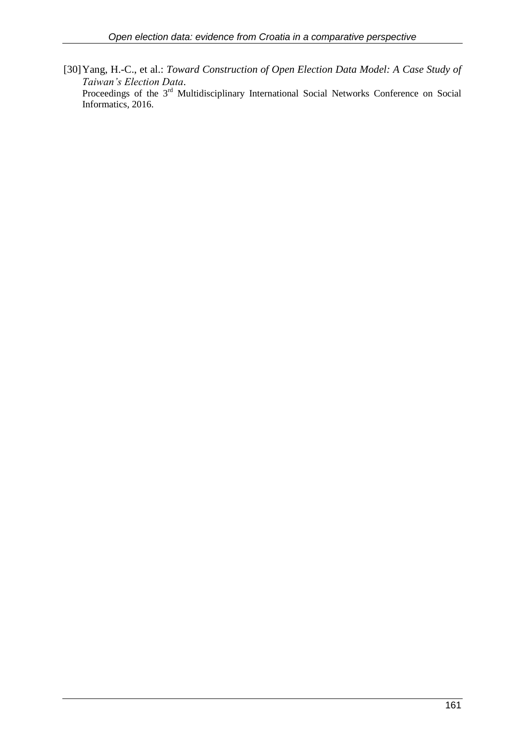[30] Yang, H.-C., et al.: *Toward Construction of Open Election Data Model: A Case Study of Taiwan's Election Data*.
Proceedings of the 3rd Multidisciplinary International Social Networks Conference on Social Informatics, 2016.